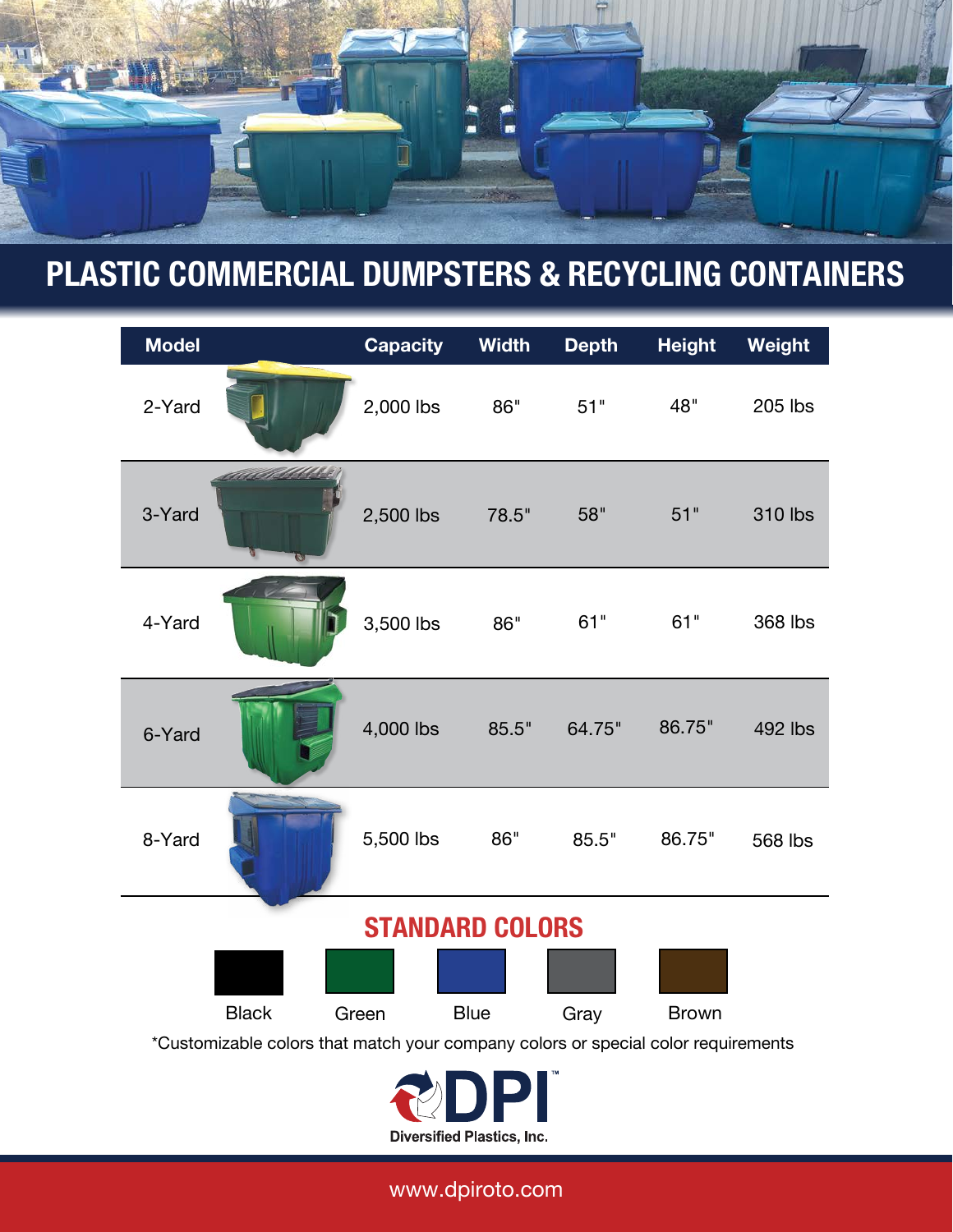# PLASTIC COMMERCIAL DUMPSTERS & RECYCLING CONTAINERS

| Model | Capacity | Width | Depth | Height | Weight |
|---|---|---|---|---|---|
| 2-Yard | 2,000 lbs | 86" | 51" | 48" | 205 lbs |
| 3-Yard | 2,500 lbs | 78.5" | 58" | 51" | 310 lbs |
| 4-Yard | 3,500 lbs | 86" | 61" | 61" | 368 lbs |
| 6-Yard | 4,000 lbs | 85.5" | 64.75" | 86.75" | 492 lbs |
| 8-Yard | 5,500 lbs | 86" | 85.5" | 86.75" | 568 lbs |

## STANDARD COLORS

Black | Green | Blue | Gray | Brown

*Customizable colors that match your company colors or special color requirements

DPI™
Diversified Plastics, Inc.

www.dpiroto.com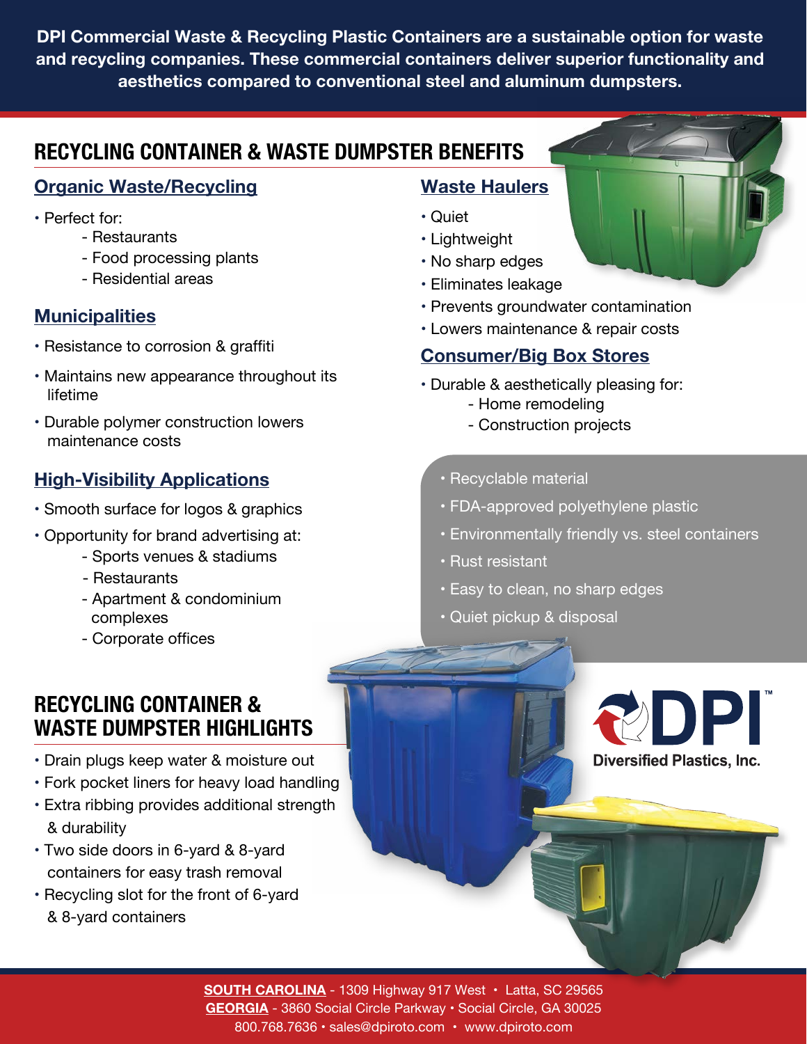**DPI Commercial Waste & Recycling Plastic Containers are a sustainable option for waste and recycling companies. These commercial containers deliver superior functionality and aesthetics compared to conventional steel and aluminum dumpsters.**

## RECYCLING CONTAINER & WASTE DUMPSTER BENEFITS

### Organic Waste/Recycling

- Perfect for:
  - Restaurants
  - Food processing plants
  - Residential areas

### Municipalities

- Resistance to corrosion & graffiti
- Maintains new appearance throughout its lifetime
- Durable polymer construction lowers maintenance costs

### High-Visibility Applications

- Smooth surface for logos & graphics
- Opportunity for brand advertising at:
  - Sports venues & stadiums
  - Restaurants
  - Apartment & condominium complexes
  - Corporate offices

### Waste Haulers

- Quiet
- Lightweight
- No sharp edges
- Eliminates leakage
- Prevents groundwater contamination
- Lowers maintenance & repair costs

### Consumer/Big Box Stores

- Durable & aesthetically pleasing for:
  - Home remodeling
  - Construction projects

- Recyclable material
- FDA-approved polyethylene plastic
- Environmentally friendly vs. steel containers
- Rust resistant
- Easy to clean, no sharp edges
- Quiet pickup & disposal

## RECYCLING CONTAINER & WASTE DUMPSTER HIGHLIGHTS

- Drain plugs keep water & moisture out
- Fork pocket liners for heavy load handling
- Extra ribbing provides additional strength & durability
- Two side doors in 6-yard & 8-yard containers for easy trash removal
- Recycling slot for the front of 6-yard & 8-yard containers

DPI™ Diversified Plastics, Inc.

**SOUTH CAROLINA** - 1309 Highway 917 West • Latta, SC 29565
**GEORGIA** - 3860 Social Circle Parkway • Social Circle, GA 30025
800.768.7636 • sales@dpiroto.com • www.dpiroto.com